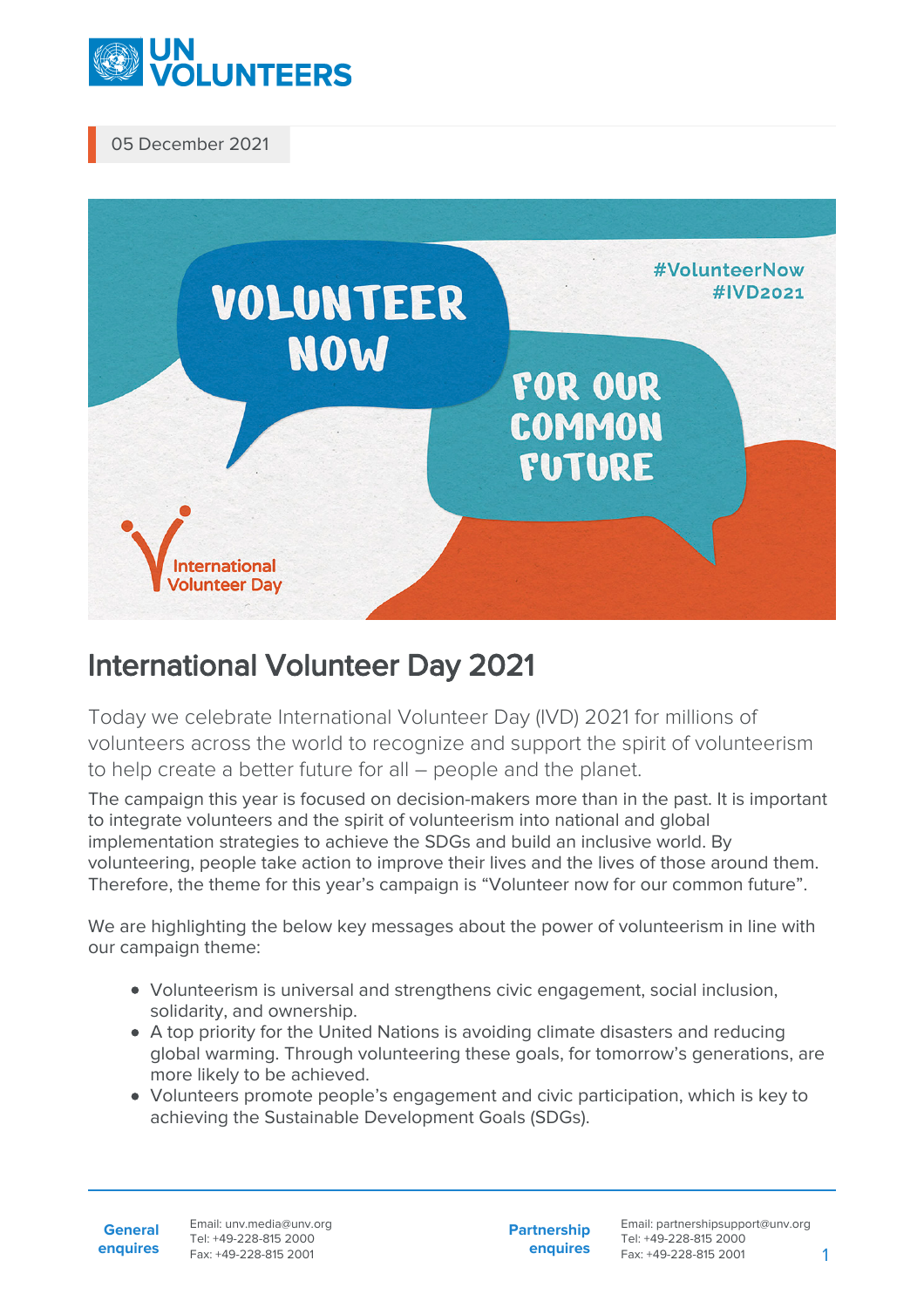05 December 2021

# International Volunteer Day 2021

Today we celebrate International Volunteer Day (IVD) 2021 for millions of volunteers across the world to recognize and support the spirit of volunteerism to help create a better future for all – people and the planet.

The campaign this year is focused on decision-makers more than in the past. It is important to integrate volunteers and the spirit of volunteerism into national and global implementation strategies to achieve the SDGs and build an inclusive world. By volunteering, people take action to improve their lives and the lives of those around them. Therefore, the theme for this year's campaign is "Volunteer now for our common future".

We are highlighting the below key messages about the power of volunteerism in line with our campaign theme:

- Volunteerism is universal and strengthens civic engagement, social inclusion, solidarity, and ownership.
- A top priority for the United Nations is avoiding climate disasters and reducing global warming. Through volunteering these goals, for tomorrow's generations, are more likely to be achieved.
- Volunteers promote people's engagement and civic participation, which is key to achieving the Sustainable Development Goals (SDGs).

**General enquires** Email: unv.media@unv.org Tel: +49-228-815 2000 Fax: +49-228-815 2001

**Partnership enquires** Email: partnershipsupport@unv.org Tel: +49-228-815 2000 Fax: +49-228-815 2001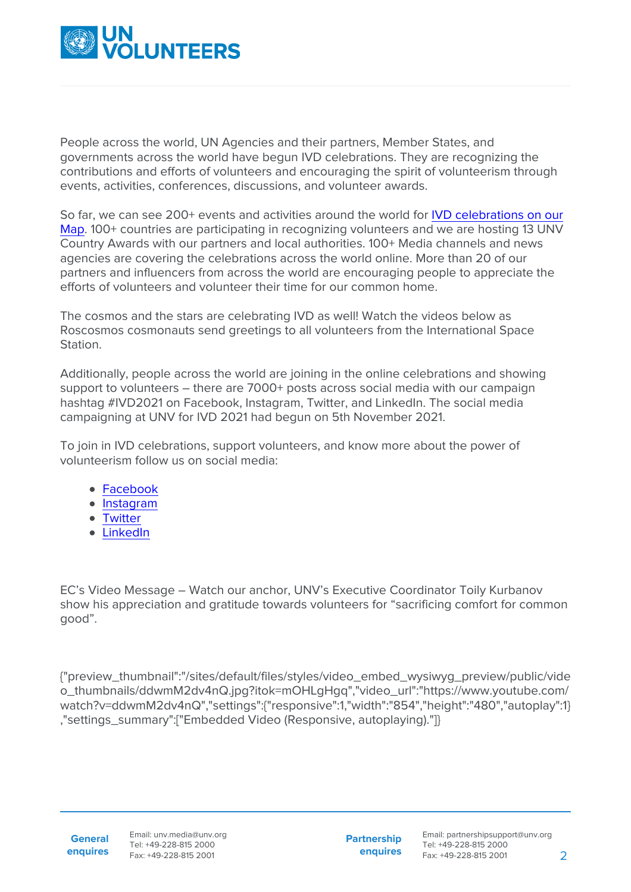People across the world, UN Agencies and their partners, Member States, and governments across the world have begun IVD celebrations. They are recognizing the contributions and efforts of volunteers and encouraging the spirit of volunteerism through events, activities, conferences, discussions, and volunteer awards.

So far, we can see 200+ events and activities around the world for IVD celebrations on our Map. 100+ countries are participating in recognizing volunteers and we are hosting 13 UNV Country Awards with our partners and local authorities. 100+ Media channels and news agencies are covering the celebrations across the world online. More than 20 of our partners and influencers from across the world are encouraging people to appreciate the efforts of volunteers and volunteer their time for our common home.

The cosmos and the stars are celebrating IVD as well! Watch the videos below as Roscosmos cosmonauts send greetings to all volunteers from the International Space Station.

Additionally, people across the world are joining in the online celebrations and showing support to volunteers – there are 7000+ posts across social media with our campaign hashtag #IVD2021 on Facebook, Instagram, Twitter, and LinkedIn. The social media campaigning at UNV for IVD 2021 had begun on 5th November 2021.

To join in IVD celebrations, support volunteers, and know more about the power of volunteerism follow us on social media:

- Facebook
- Instagram
- Twitter
- LinkedIn

EC's Video Message – Watch our anchor, UNV's Executive Coordinator Toily Kurbanov show his appreciation and gratitude towards volunteers for "sacrificing comfort for common good".

{"preview_thumbnail":"/sites/default/files/styles/video_embed_wysiwyg_preview/public/video_thumbnails/ddwmM2dv4nQ.jpg?itok=mOHLgHgq","video_url":"https://www.youtube.com/watch?v=ddwmM2dv4nQ","settings":{"responsive":1,"width":"854","height":"480","autoplay":1},"settings_summary":["Embedded Video (Responsive, autoplaying)."]}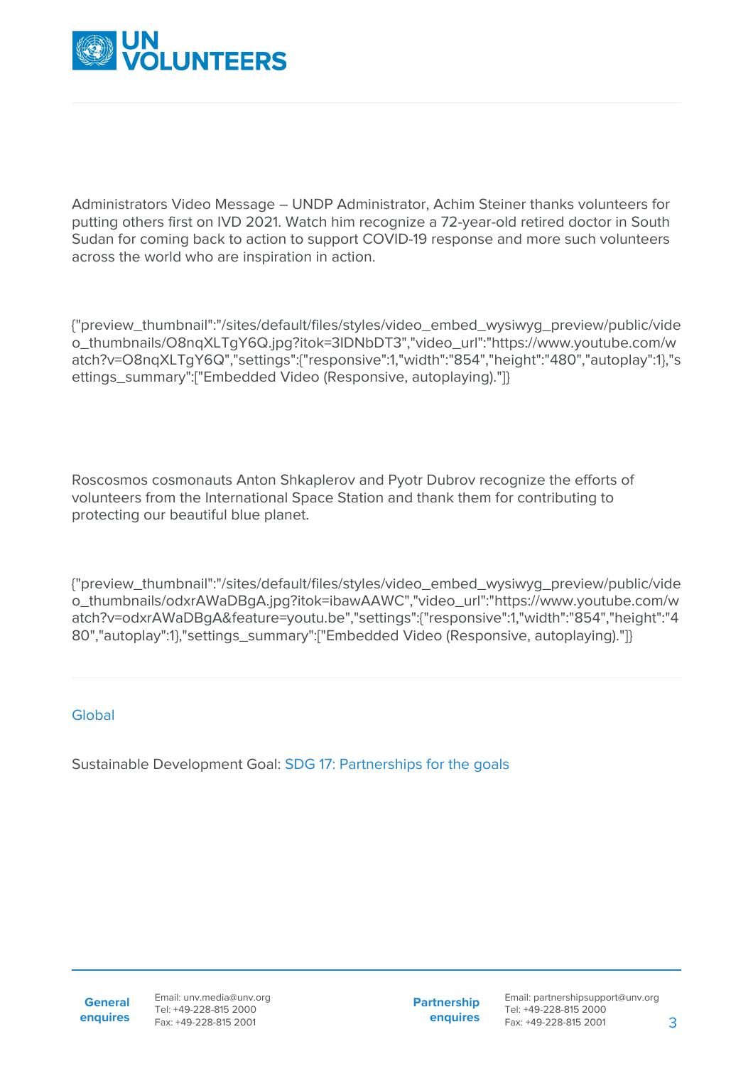Administrators Video Message – UNDP Administrator, Achim Steiner thanks volunteers for putting others first on IVD 2021. Watch him recognize a 72-year-old retired doctor in South Sudan for coming back to action to support COVID-19 response and more such volunteers across the world who are inspiration in action.

{"preview_thumbnail":"/sites/default/files/styles/video_embed_wysiwyg_preview/public/video_thumbnails/O8nqXLTgY6Q.jpg?itok=3IDNbDT3","video_url":"https://www.youtube.com/watch?v=O8nqXLTgY6Q","settings":{"responsive":1,"width":"854","height":"480","autoplay":1},"settings_summary":["Embedded Video (Responsive, autoplaying)."]}

Roscosmos cosmonauts Anton Shkaplerov and Pyotr Dubrov recognize the efforts of volunteers from the International Space Station and thank them for contributing to protecting our beautiful blue planet.

{"preview_thumbnail":"/sites/default/files/styles/video_embed_wysiwyg_preview/public/video_thumbnails/odxrAWaDBgA.jpg?itok=ibawAAWC","video_url":"https://www.youtube.com/watch?v=odxrAWaDBgA&feature=youtu.be","settings":{"responsive":1,"width":"854","height":"480","autoplay":1},"settings_summary":["Embedded Video (Responsive, autoplaying)."]}

Global

Sustainable Development Goal: SDG 17: Partnerships for the goals

**General enquires**
Email: unv.media@unv.org
Tel: +49-228-815 2000
Fax: +49-228-815 2001

**Partnership enquires**
Email: partnershipsupport@unv.org
Tel: +49-228-815 2000
Fax: +49-228-815 2001